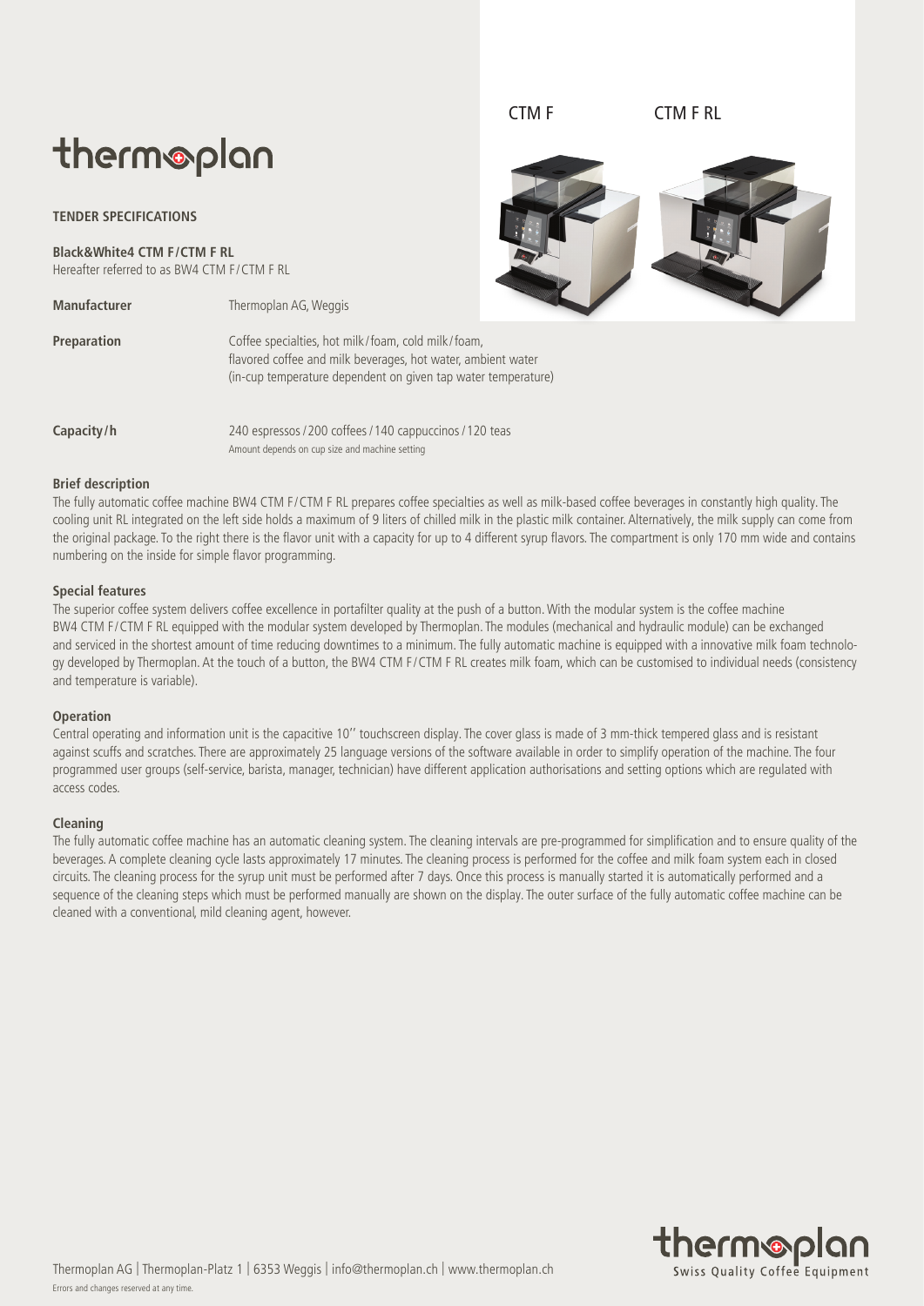CTM F CTM F RL

# thermoplan

**TENDER SPECIFICATIONS**

**Black&White4 CTM F/CTM F RL**
Hereafter referred to as BW4 CTM F/CTM F RL

| | |
|---|---|
| **Manufacturer** | Thermoplan AG, Weggis |
| **Preparation** | Coffee specialties, hot milk/foam, cold milk/foam, flavored coffee and milk beverages, hot water, ambient water (in-cup temperature dependent on given tap water temperature) |
| **Capacity/h** | 240 espressos/200 coffees/140 cappuccinos/120 teas<br>Amount depends on cup size and machine setting |

**Brief description**

The fully automatic coffee machine BW4 CTM F/CTM F RL prepares coffee specialties as well as milk-based coffee beverages in constantly high quality. The cooling unit RL integrated on the left side holds a maximum of 9 liters of chilled milk in the plastic milk container. Alternatively, the milk supply can come from the original package. To the right there is the flavor unit with a capacity for up to 4 different syrup flavors. The compartment is only 170 mm wide and contains numbering on the inside for simple flavor programming.

**Special features**

The superior coffee system delivers coffee excellence in portafilter quality at the push of a button. With the modular system is the coffee machine BW4 CTM F/CTM F RL equipped with the modular system developed by Thermoplan. The modules (mechanical and hydraulic module) can be exchanged and serviced in the shortest amount of time reducing downtimes to a minimum. The fully automatic machine is equipped with a innovative milk foam technology developed by Thermoplan. At the touch of a button, the BW4 CTM F/CTM F RL creates milk foam, which can be customised to individual needs (consistency and temperature is variable).

**Operation**

Central operating and information unit is the capacitive 10'' touchscreen display. The cover glass is made of 3 mm-thick tempered glass and is resistant against scuffs and scratches. There are approximately 25 language versions of the software available in order to simplify operation of the machine. The four programmed user groups (self-service, barista, manager, technician) have different application authorisations and setting options which are regulated with access codes.

**Cleaning**

The fully automatic coffee machine has an automatic cleaning system. The cleaning intervals are pre-programmed for simplification and to ensure quality of the beverages. A complete cleaning cycle lasts approximately 17 minutes. The cleaning process is performed for the coffee and milk foam system each in closed circuits. The cleaning process for the syrup unit must be performed after 7 days. Once this process is manually started it is automatically performed and a sequence of the cleaning steps which must be performed manually are shown on the display. The outer surface of the fully automatic coffee machine can be cleaned with a conventional, mild cleaning agent, however.

Thermoplan AG | Thermoplan-Platz 1 | 6353 Weggis | info@thermoplan.ch | www.thermoplan.ch
Errors and changes reserved at any time.

thermoplan
Swiss Quality Coffee Equipment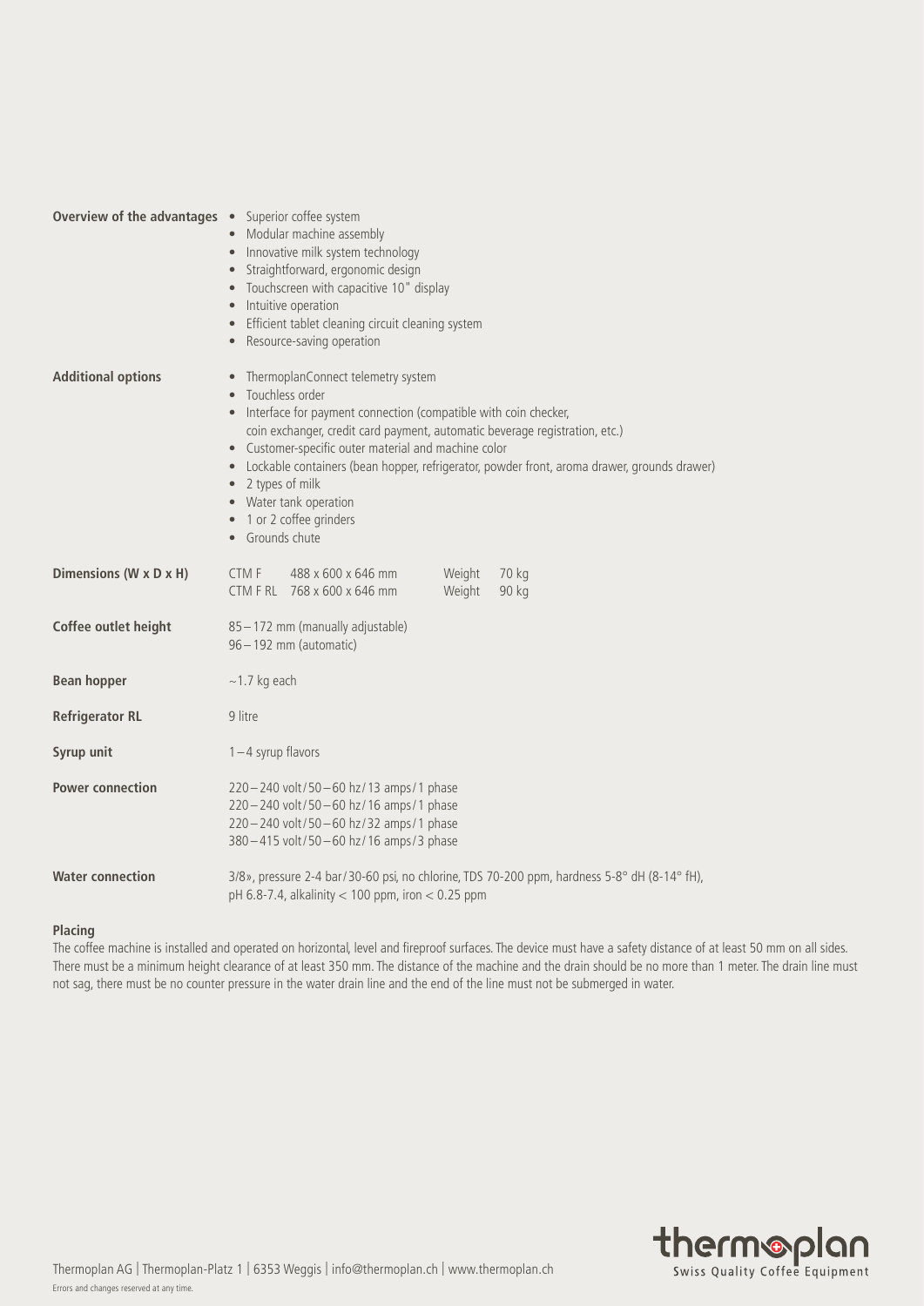| | |
|---|---|
| **Overview of the advantages** | • Superior coffee system<br>• Modular machine assembly<br>• Innovative milk system technology<br>• Straightforward, ergonomic design<br>• Touchscreen with capacitive 10" display<br>• Intuitive operation<br>• Efficient tablet cleaning circuit cleaning system<br>• Resource-saving operation |
| **Additional options** | • ThermoplanConnect telemetry system<br>• Touchless order<br>• Interface for payment connection (compatible with coin checker, coin exchanger, credit card payment, automatic beverage registration, etc.)<br>• Customer-specific outer material and machine color<br>• Lockable containers (bean hopper, refrigerator, powder front, aroma drawer, grounds drawer)<br>• 2 types of milk<br>• Water tank operation<br>• 1 or 2 coffee grinders<br>• Grounds chute |
| **Dimensions (W x D x H)** | CTM F 488 x 600 x 646 mm Weight 70 kg<br>CTM F RL 768 x 600 x 646 mm Weight 90 kg |
| **Coffee outlet height** | 85 – 172 mm (manually adjustable)<br>96 – 192 mm (automatic) |
| **Bean hopper** | ~1.7 kg each |
| **Refrigerator RL** | 9 litre |
| **Syrup unit** | 1 – 4 syrup flavors |
| **Power connection** | 220 – 240 volt / 50 – 60 hz / 13 amps / 1 phase<br>220 – 240 volt / 50 – 60 hz / 16 amps / 1 phase<br>220 – 240 volt / 50 – 60 hz / 32 amps / 1 phase<br>380 – 415 volt / 50 – 60 hz / 16 amps / 3 phase |
| **Water connection** | 3/8», pressure 2-4 bar / 30-60 psi, no chlorine, TDS 70-200 ppm, hardness 5-8° dH (8-14° fH), pH 6.8-7.4, alkalinity < 100 ppm, iron < 0.25 ppm |

**Placing**

The coffee machine is installed and operated on horizontal, level and fireproof surfaces. The device must have a safety distance of at least 50 mm on all sides. There must be a minimum height clearance of at least 350 mm. The distance of the machine and the drain should be no more than 1 meter. The drain line must not sag, there must be no counter pressure in the water drain line and the end of the line must not be submerged in water.

Thermoplan AG | Thermoplan-Platz 1 | 6353 Weggis | info@thermoplan.ch | www.thermoplan.ch

Errors and changes reserved at any time.

thermoplan
Swiss Quality Coffee Equipment